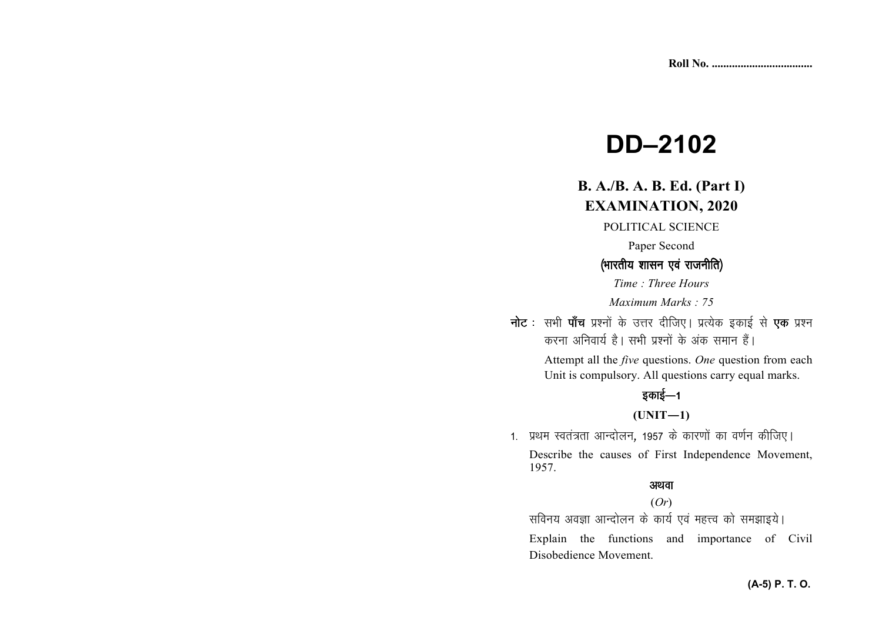Roll No. ..................................

# DD–2102

## B. A./B. A. B. Ed. (Part I) EXAMINATION, 2020

POLITICAL SCIENCE

Paper Second

**(भारतीय शासन एवं राजनीति)**

*Time : Three Hours*

*Maximum Marks : 75*

**नोट :** सभी **पाँच** प्रश्नों के उत्तर दीजिए। प्रत्येक इकाई से **एक** प्रश्न करना अनिवार्य है। सभी प्रश्नों के अंक समान हैं।

Attempt all the *five* questions. *One* question from each Unit is compulsory. All questions carry equal marks.

### इकाई—1

### (UNIT—1)

1. प्रथम स्वतंत्रता आन्दोलन, 1957 के कारणों का वर्णन कीजिए।

   Describe the causes of First Independence Movement, 1957.

   **अथवा**

   (*Or*)

   सविनय अवज्ञा आन्दोलन के कार्य एवं महत्त्व को समझाइये।

   Explain the functions and importance of Civil Disobedience Movement.

**(A-5) P. T. O.**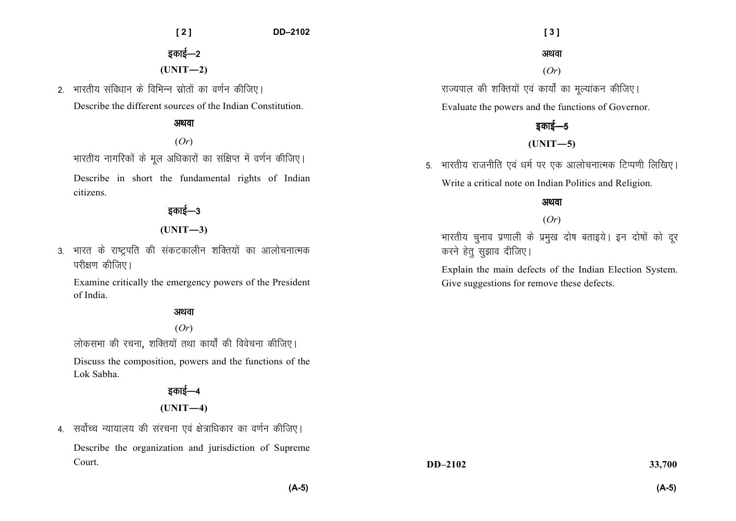## इकाई—2

## (UNIT—2)

2. भारतीय संविधान के विभिन्न स्रोतों का वर्णन कीजिए।

   Describe the different sources of the Indian Constitution.

   **अथवा**

   (*Or*)

   भारतीय नागरिकों के मूल अधिकारों का संक्षिप्त में वर्णन कीजिए।

   Describe in short the fundamental rights of Indian citizens.

## इकाई—3

## (UNIT—3)

3. भारत के राष्ट्रपति की संकटकालीन शक्तियों का आलोचनात्मक परीक्षण कीजिए।

   Examine critically the emergency powers of the President of India.

   **अथवा**

   (*Or*)

   लोकसभा की रचना, शक्तियों तथा कार्यों की विवेचना कीजिए।

   Discuss the composition, powers and the functions of the Lok Sabha.

## इकाई—4

## (UNIT—4)

4. सर्वोच्च न्यायालय की संरचना एवं क्षेत्राधिकार का वर्णन कीजिए।

   Describe the organization and jurisdiction of Supreme Court.

   **अथवा**

   (*Or*)

   राज्यपाल की शक्तियों एवं कार्यों का मूल्यांकन कीजिए।

   Evaluate the powers and the functions of Governor.

## इकाई—5

## (UNIT—5)

5. भारतीय राजनीति एवं धर्म पर एक आलोचनात्मक टिप्पणी लिखिए।

   Write a critical note on Indian Politics and Religion.

   **अथवा**

   (*Or*)

   भारतीय चुनाव प्रणाली के प्रमुख दोष बताइये। इन दोषों को दूर करने हेतु सुझाव दीजिए।

   Explain the main defects of the Indian Election System. Give suggestions for remove these defects.